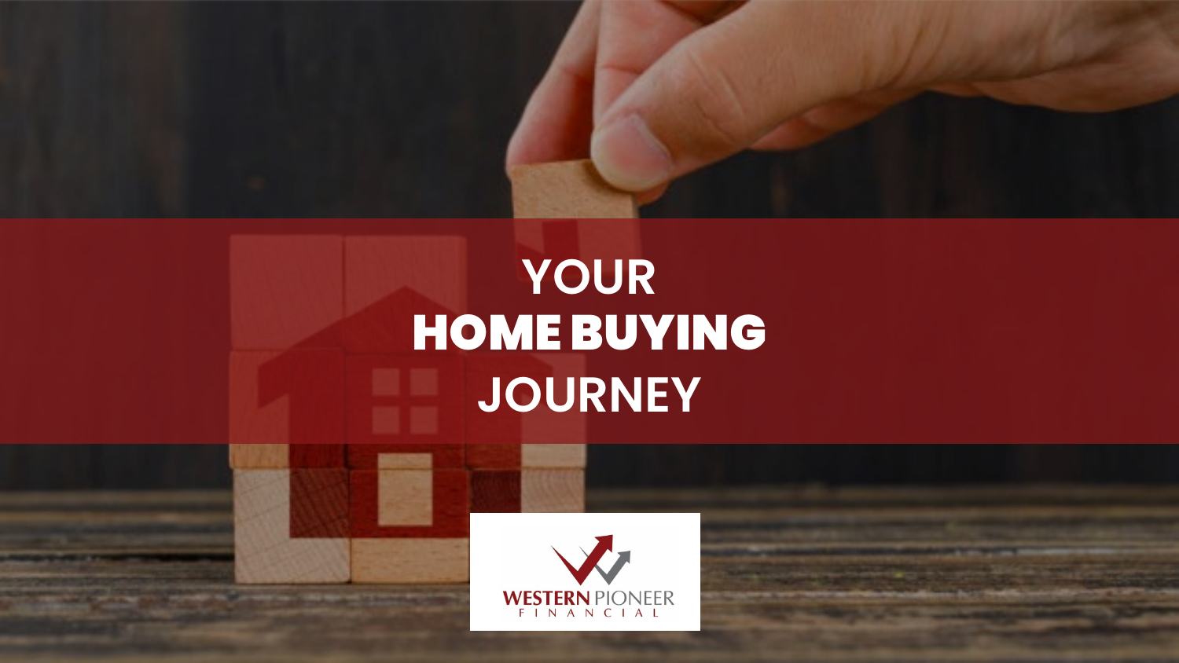# YOUR HOME BUYING JOURNEY

WESTERN PIONEER FINANCIAL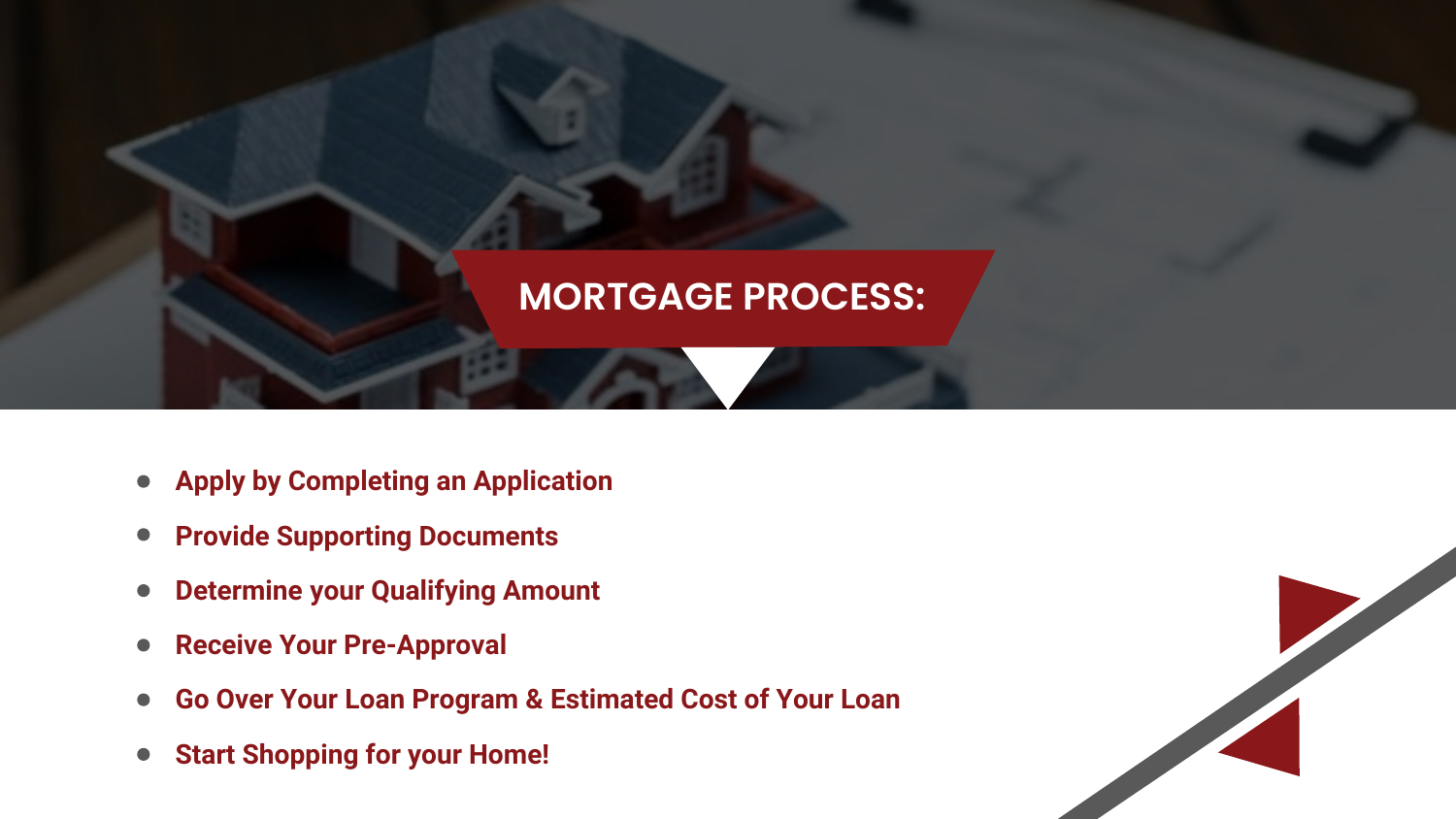# MORTGAGE PROCESS:

- **Apply by Completing an Application**
- **Provide Supporting Documents**
- **Determine your Qualifying Amount**
- **Receive Your Pre-Approval**
- **Go Over Your Loan Program & Estimated Cost of Your Loan**
- **Start Shopping for your Home!**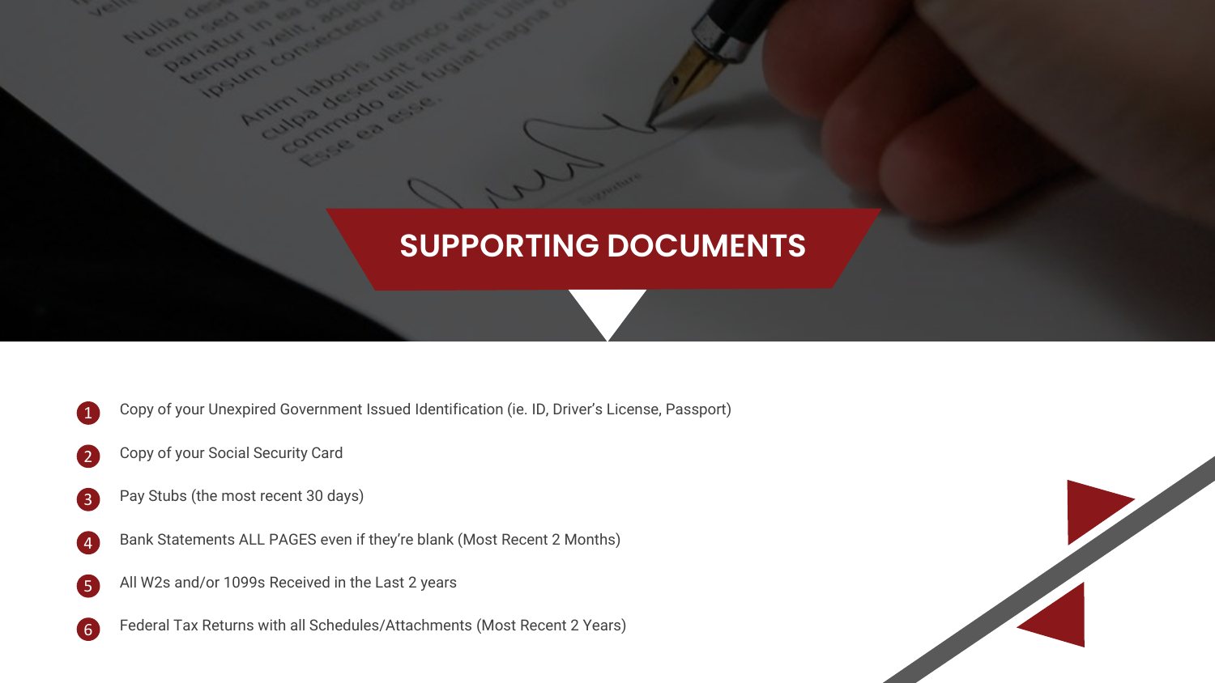# SUPPORTING DOCUMENTS

1. Copy of your Unexpired Government Issued Identification (ie. ID, Driver's License, Passport)
2. Copy of your Social Security Card
3. Pay Stubs (the most recent 30 days)
4. Bank Statements ALL PAGES even if they're blank (Most Recent 2 Months)
5. All W2s and/or 1099s Received in the Last 2 years
6. Federal Tax Returns with all Schedules/Attachments (Most Recent 2 Years)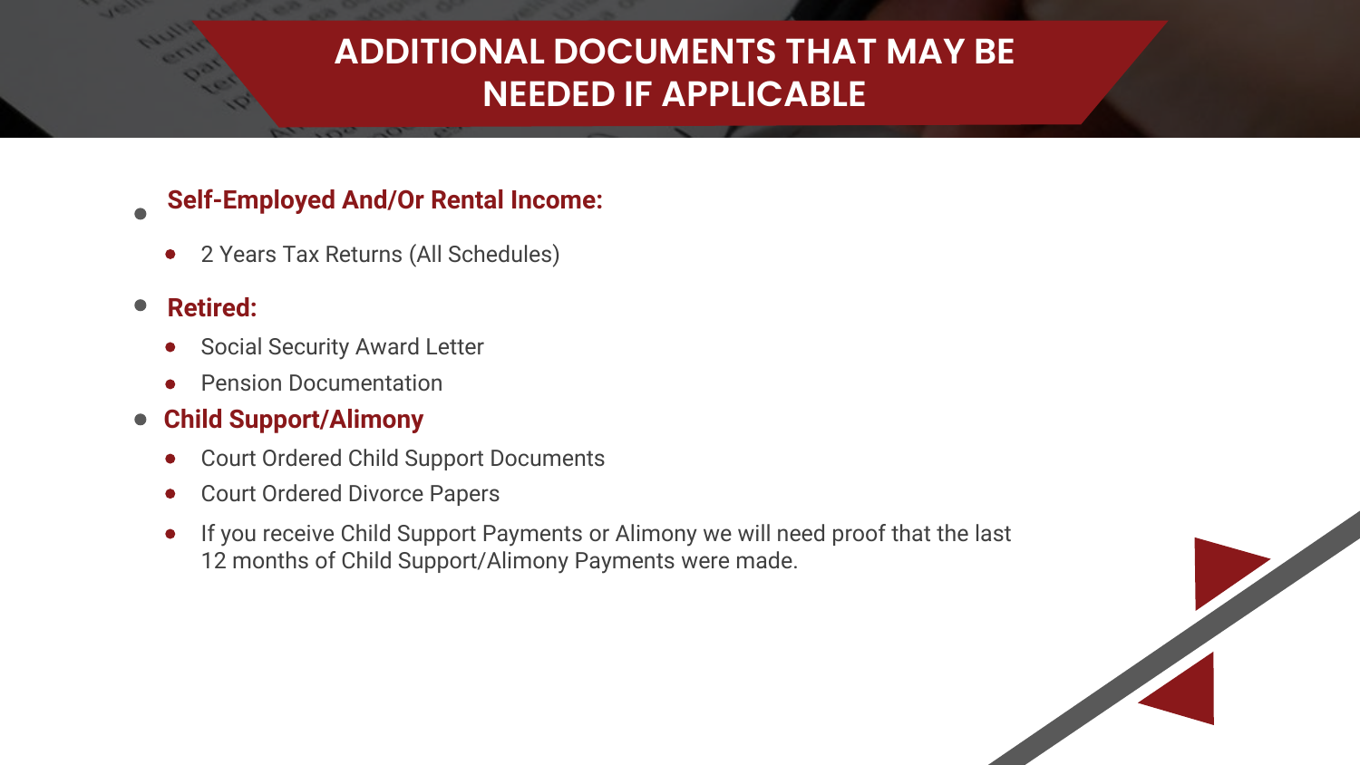# ADDITIONAL DOCUMENTS THAT MAY BE NEEDED IF APPLICABLE

- **Self-Employed And/Or Rental Income:**
  - 2 Years Tax Returns (All Schedules)
- **Retired:**
  - Social Security Award Letter
  - Pension Documentation
- **Child Support/Alimony**
  - Court Ordered Child Support Documents
  - Court Ordered Divorce Papers
  - If you receive Child Support Payments or Alimony we will need proof that the last 12 months of Child Support/Alimony Payments were made.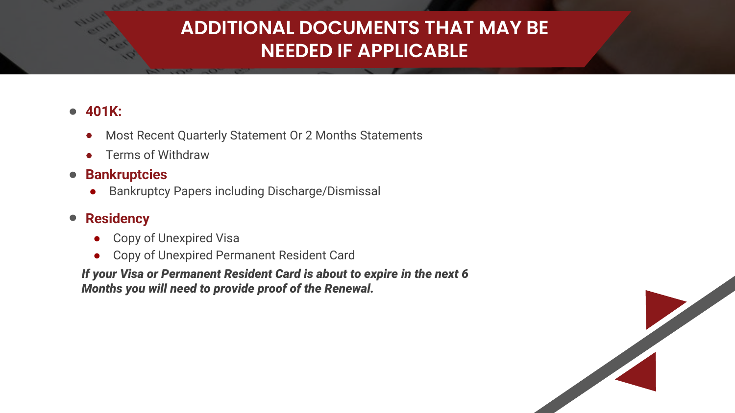# ADDITIONAL DOCUMENTS THAT MAY BE NEEDED IF APPLICABLE

- **401K:**
  - Most Recent Quarterly Statement Or 2 Months Statements
  - Terms of Withdraw
- **Bankruptcies**
  - Bankruptcy Papers including Discharge/Dismissal
- **Residency**
  - Copy of Unexpired Visa
  - Copy of Unexpired Permanent Resident Card

***If your Visa or Permanent Resident Card is about to expire in the next 6 Months you will need to provide proof of the Renewal.***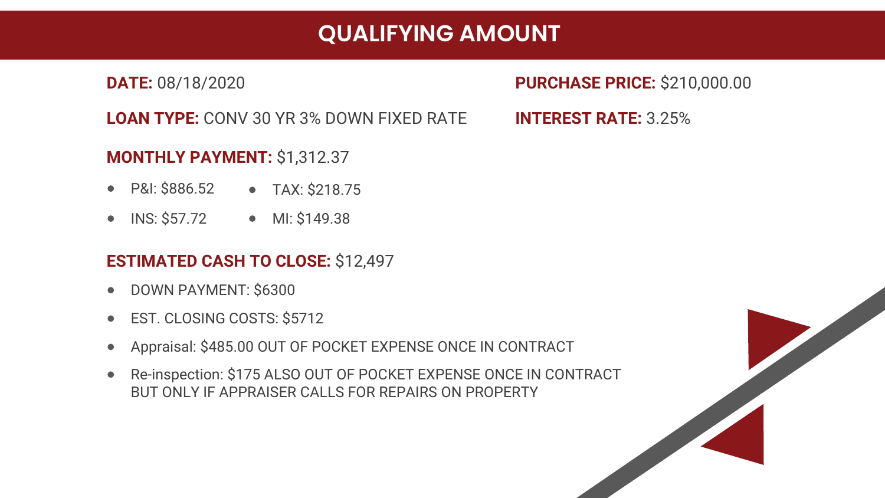# QUALIFYING AMOUNT

**DATE:** 08/18/2020

**PURCHASE PRICE:** $210,000.00

**LOAN TYPE:** CONV 30 YR 3% DOWN FIXED RATE

**INTEREST RATE:** 3.25%

**MONTHLY PAYMENT:** $1,312.37

- P&I: $886.52
- TAX: $218.75
- INS: $57.72
- MI: $149.38

**ESTIMATED CASH TO CLOSE:** $12,497

- DOWN PAYMENT: $6300
- EST. CLOSING COSTS: $5712
- Appraisal: $485.00 OUT OF POCKET EXPENSE ONCE IN CONTRACT
- Re-inspection: $175 ALSO OUT OF POCKET EXPENSE ONCE IN CONTRACT BUT ONLY IF APPRAISER CALLS FOR REPAIRS ON PROPERTY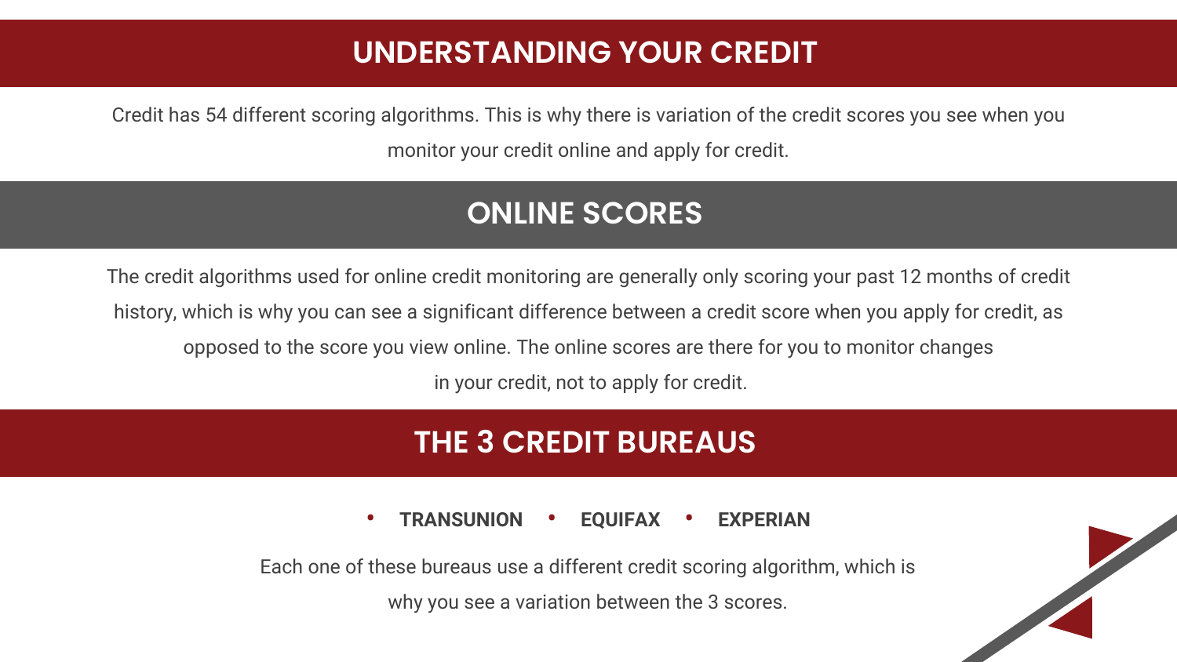## UNDERSTANDING YOUR CREDIT

Credit has 54 different scoring algorithms. This is why there is variation of the credit scores you see when you monitor your credit online and apply for credit.

## ONLINE SCORES

The credit algorithms used for online credit monitoring are generally only scoring your past 12 months of credit history, which is why you can see a significant difference between a credit score when you apply for credit, as opposed to the score you view online. The online scores are there for you to monitor changes in your credit, not to apply for credit.

## THE 3 CREDIT BUREAUS

- **TRANSUNION**
- **EQUIFAX**
- **EXPERIAN**

Each one of these bureaus use a different credit scoring algorithm, which is why you see a variation between the 3 scores.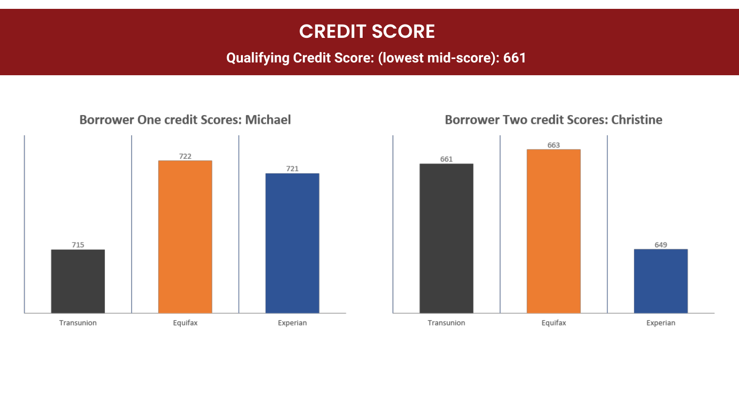# CREDIT SCORE

**Qualifying Credit Score: (lowest mid-score): 661**

## Borrower One credit Scores: Michael

| Transunion | Equifax | Experian |
|---|---|---|
| 715 | 722 | 721 |

## Borrower Two credit Scores: Christine

| Transunion | Equifax | Experian |
|---|---|---|
| 661 | 663 | 649 |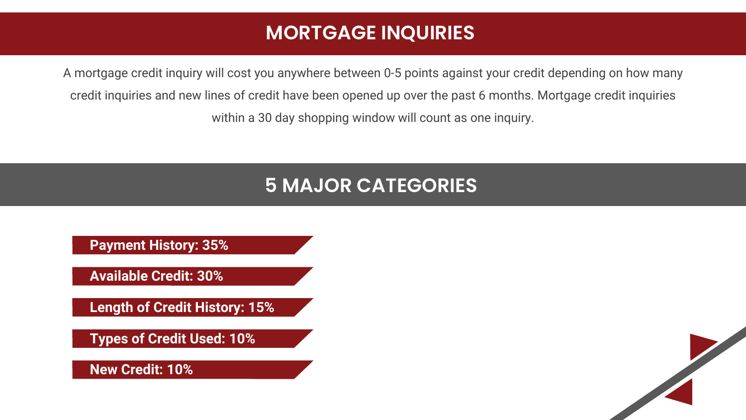## MORTGAGE INQUIRIES

A mortgage credit inquiry will cost you anywhere between 0-5 points against your credit depending on how many credit inquiries and new lines of credit have been opened up over the past 6 months. Mortgage credit inquiries within a 30 day shopping window will count as one inquiry.

## 5 MAJOR CATEGORIES

- **Payment History: 35%**
- **Available Credit: 30%**
- **Length of Credit History: 15%**
- **Types of Credit Used: 10%**
- **New Credit: 10%**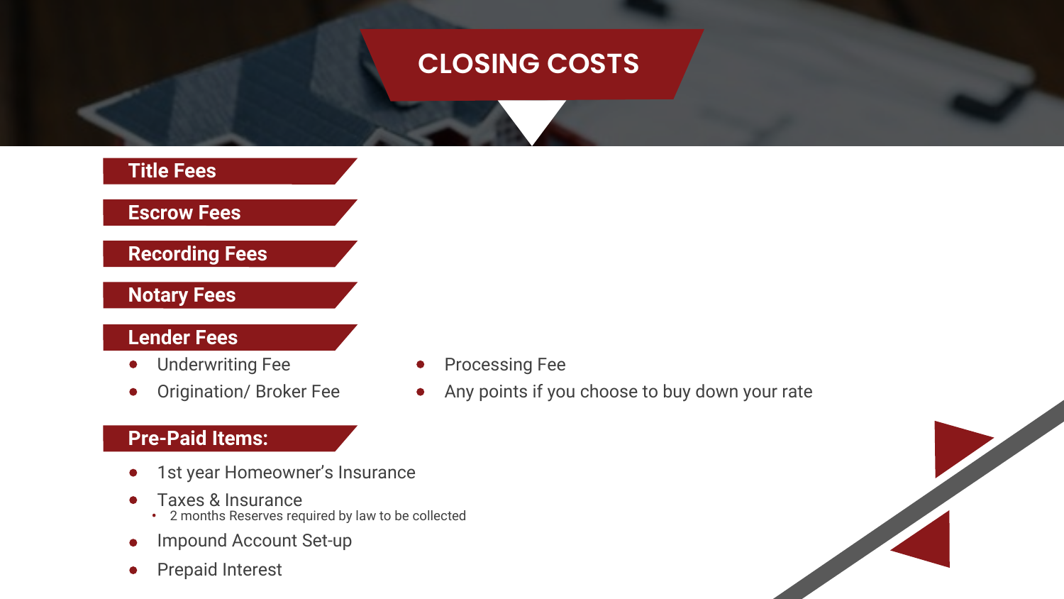# CLOSING COSTS

## Title Fees

## Escrow Fees

## Recording Fees

## Notary Fees

## Lender Fees

- Underwriting Fee
- Origination/ Broker Fee
- Processing Fee
- Any points if you choose to buy down your rate

## Pre-Paid Items:

- 1st year Homeowner's Insurance
- Taxes & Insurance
  - 2 months Reserves required by law to be collected
- Impound Account Set-up
- Prepaid Interest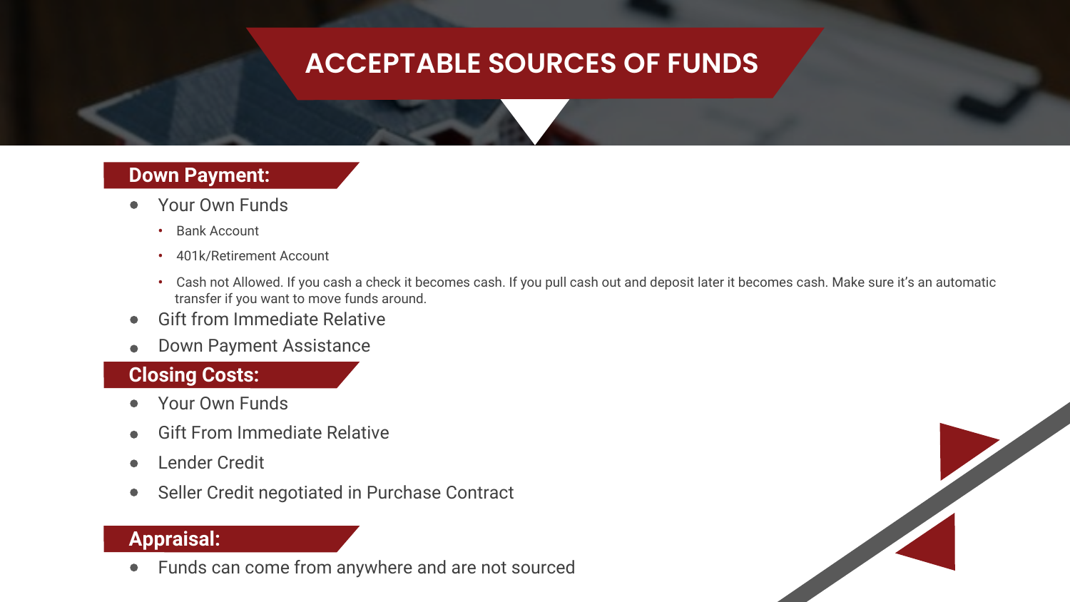# ACCEPTABLE SOURCES OF FUNDS

## Down Payment:

- Your Own Funds
  - Bank Account
  - 401k/Retirement Account
  - Cash not Allowed. If you cash a check it becomes cash. If you pull cash out and deposit later it becomes cash. Make sure it's an automatic transfer if you want to move funds around.
- Gift from Immediate Relative
- Down Payment Assistance

## Closing Costs:

- Your Own Funds
- Gift From Immediate Relative
- Lender Credit
- Seller Credit negotiated in Purchase Contract

## Appraisal:

- Funds can come from anywhere and are not sourced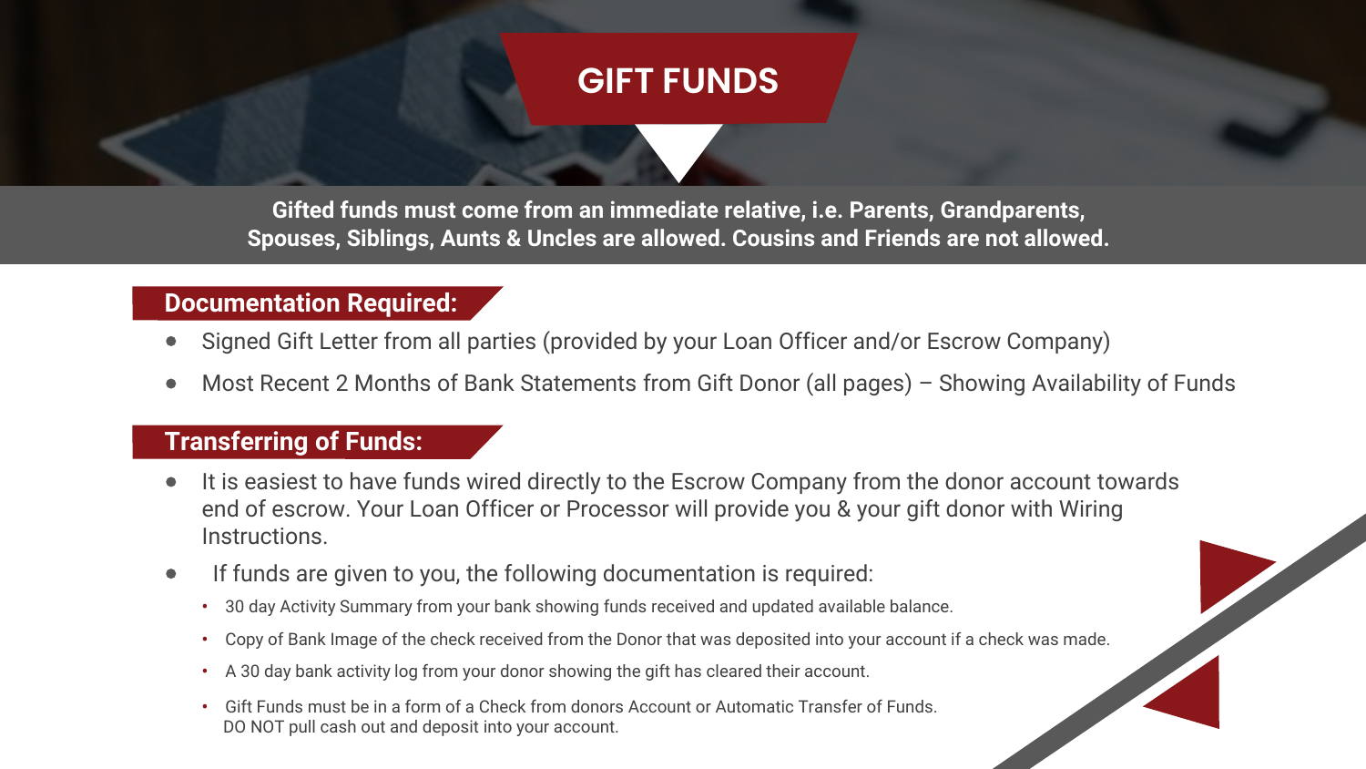# GIFT FUNDS

**Gifted funds must come from an immediate relative, i.e. Parents, Grandparents, Spouses, Siblings, Aunts & Uncles are allowed. Cousins and Friends are not allowed.**

## Documentation Required:

- Signed Gift Letter from all parties (provided by your Loan Officer and/or Escrow Company)
- Most Recent 2 Months of Bank Statements from Gift Donor (all pages) – Showing Availability of Funds

## Transferring of Funds:

- It is easiest to have funds wired directly to the Escrow Company from the donor account towards end of escrow. Your Loan Officer or Processor will provide you & your gift donor with Wiring Instructions.
- If funds are given to you, the following documentation is required:
  - 30 day Activity Summary from your bank showing funds received and updated available balance.
  - Copy of Bank Image of the check received from the Donor that was deposited into your account if a check was made.
  - A 30 day bank activity log from your donor showing the gift has cleared their account.
  - Gift Funds must be in a form of a Check from donors Account or Automatic Transfer of Funds. DO NOT pull cash out and deposit into your account.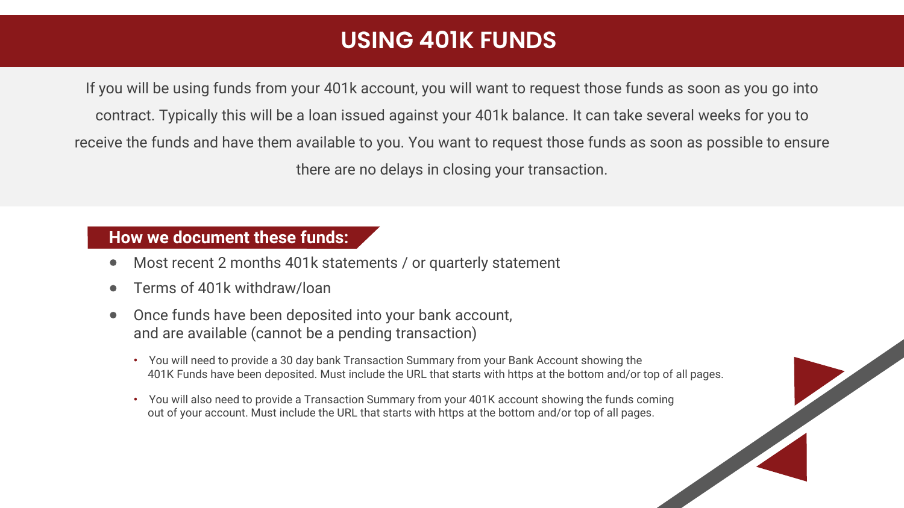# USING 401K FUNDS

If you will be using funds from your 401k account, you will want to request those funds as soon as you go into contract. Typically this will be a loan issued against your 401k balance. It can take several weeks for you to receive the funds and have them available to you. You want to request those funds as soon as possible to ensure there are no delays in closing your transaction.

## How we document these funds:

- Most recent 2 months 401k statements / or quarterly statement
- Terms of 401k withdraw/loan
- Once funds have been deposited into your bank account, and are available (cannot be a pending transaction)
  - You will need to provide a 30 day bank Transaction Summary from your Bank Account showing the 401K Funds have been deposited. Must include the URL that starts with https at the bottom and/or top of all pages.
  - You will also need to provide a Transaction Summary from your 401K account showing the funds coming out of your account. Must include the URL that starts with https at the bottom and/or top of all pages.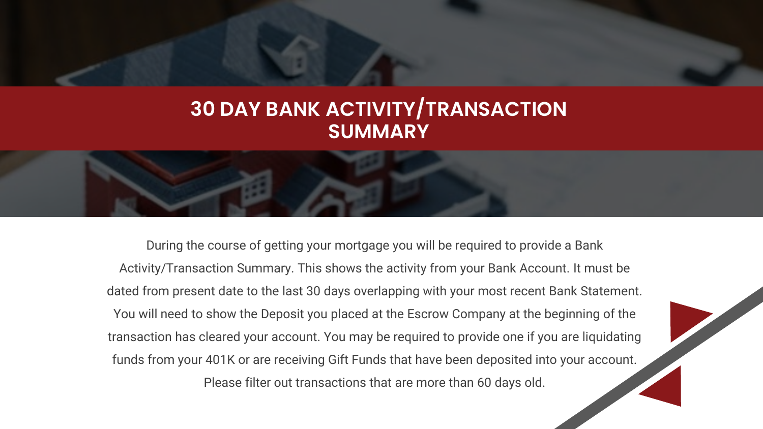# 30 DAY BANK ACTIVITY/TRANSACTION SUMMARY

During the course of getting your mortgage you will be required to provide a Bank Activity/Transaction Summary. This shows the activity from your Bank Account. It must be dated from present date to the last 30 days overlapping with your most recent Bank Statement. You will need to show the Deposit you placed at the Escrow Company at the beginning of the transaction has cleared your account. You may be required to provide one if you are liquidating funds from your 401K or are receiving Gift Funds that have been deposited into your account. Please filter out transactions that are more than 60 days old.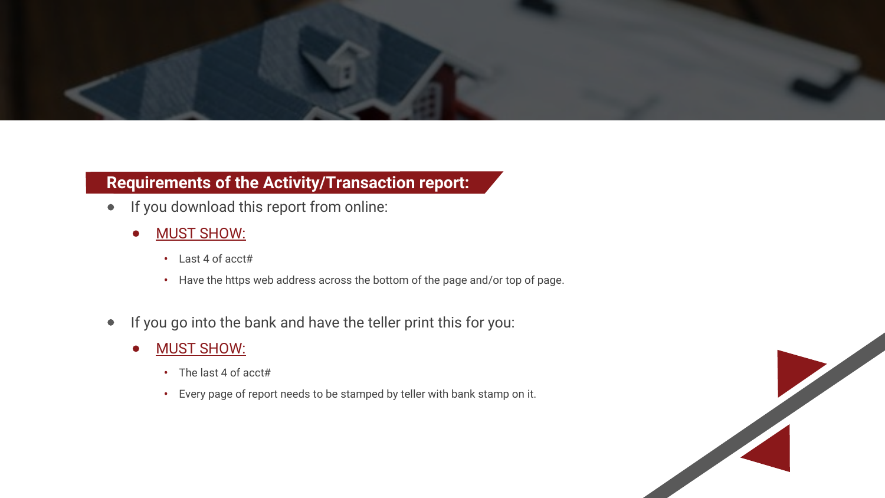## Requirements of the Activity/Transaction report:

- If you download this report from online:
  - MUST SHOW:
    - Last 4 of acct#
    - Have the https web address across the bottom of the page and/or top of page.

- If you go into the bank and have the teller print this for you:
  - MUST SHOW:
    - The last 4 of acct#
    - Every page of report needs to be stamped by teller with bank stamp on it.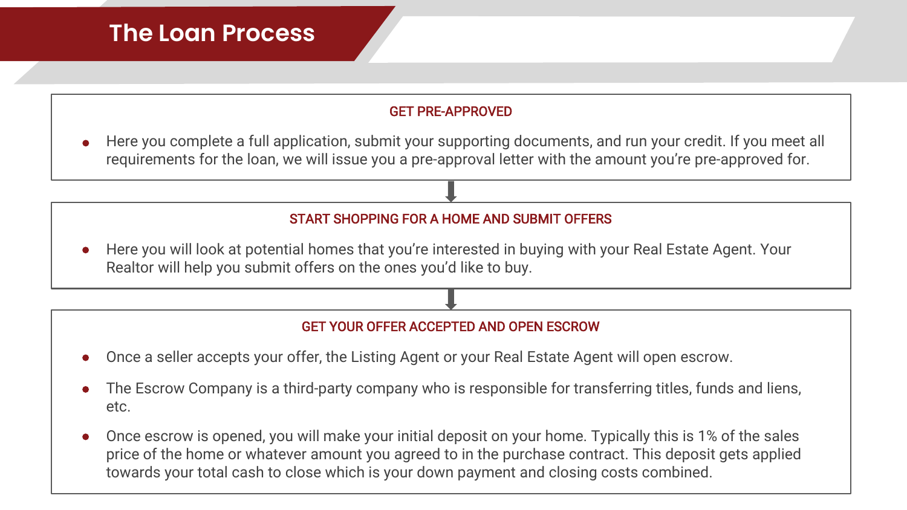# The Loan Process

### GET PRE-APPROVED

- Here you complete a full application, submit your supporting documents, and run your credit. If you meet all requirements for the loan, we will issue you a pre-approval letter with the amount you're pre-approved for.

### START SHOPPING FOR A HOME AND SUBMIT OFFERS

- Here you will look at potential homes that you're interested in buying with your Real Estate Agent. Your Realtor will help you submit offers on the ones you'd like to buy.

### GET YOUR OFFER ACCEPTED AND OPEN ESCROW

- Once a seller accepts your offer, the Listing Agent or your Real Estate Agent will open escrow.
- The Escrow Company is a third-party company who is responsible for transferring titles, funds and liens, etc.
- Once escrow is opened, you will make your initial deposit on your home. Typically this is 1% of the sales price of the home or whatever amount you agreed to in the purchase contract. This deposit gets applied towards your total cash to close which is your down payment and closing costs combined.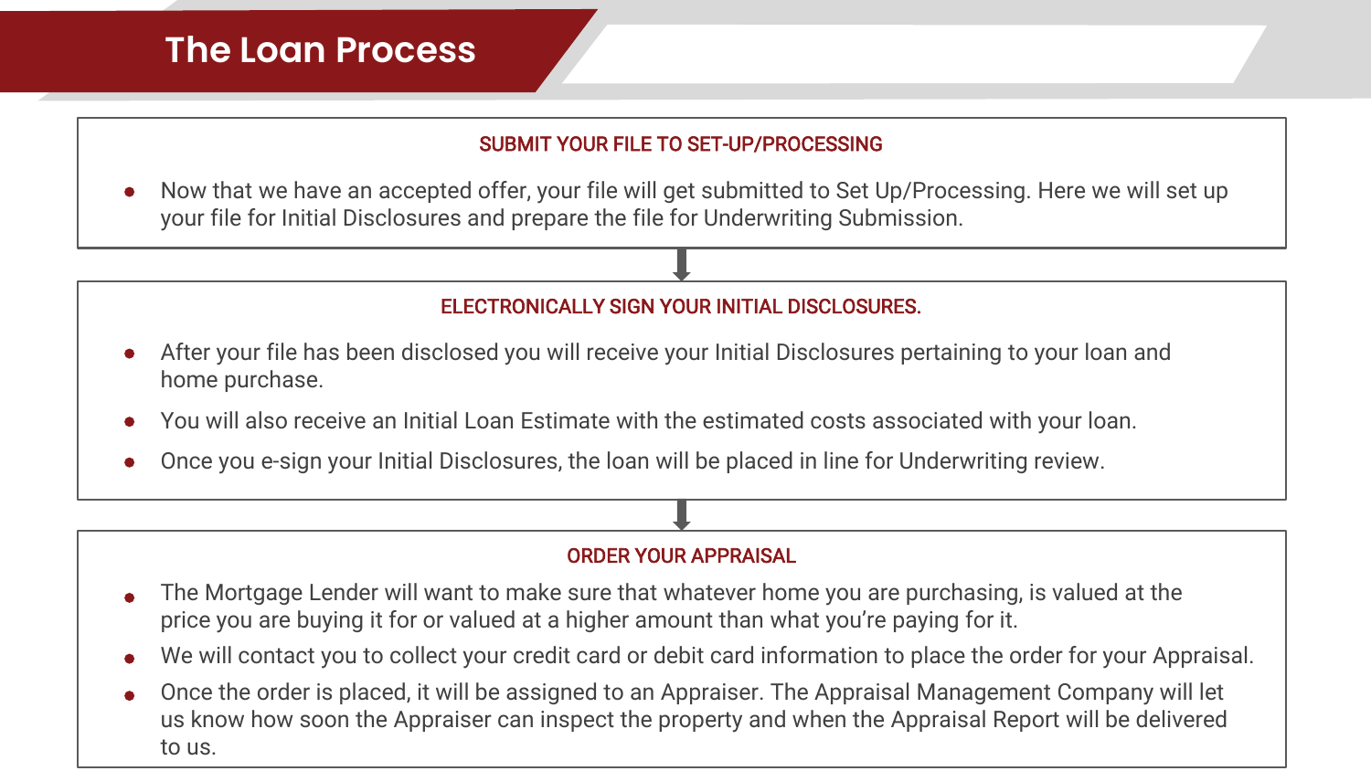# The Loan Process

### SUBMIT YOUR FILE TO SET-UP/PROCESSING

- Now that we have an accepted offer, your file will get submitted to Set Up/Processing. Here we will set up your file for Initial Disclosures and prepare the file for Underwriting Submission.

### ELECTRONICALLY SIGN YOUR INITIAL DISCLOSURES.

- After your file has been disclosed you will receive your Initial Disclosures pertaining to your loan and home purchase.
- You will also receive an Initial Loan Estimate with the estimated costs associated with your loan.
- Once you e-sign your Initial Disclosures, the loan will be placed in line for Underwriting review.

### ORDER YOUR APPRAISAL

- The Mortgage Lender will want to make sure that whatever home you are purchasing, is valued at the price you are buying it for or valued at a higher amount than what you're paying for it.
- We will contact you to collect your credit card or debit card information to place the order for your Appraisal.
- Once the order is placed, it will be assigned to an Appraiser. The Appraisal Management Company will let us know how soon the Appraiser can inspect the property and when the Appraisal Report will be delivered to us.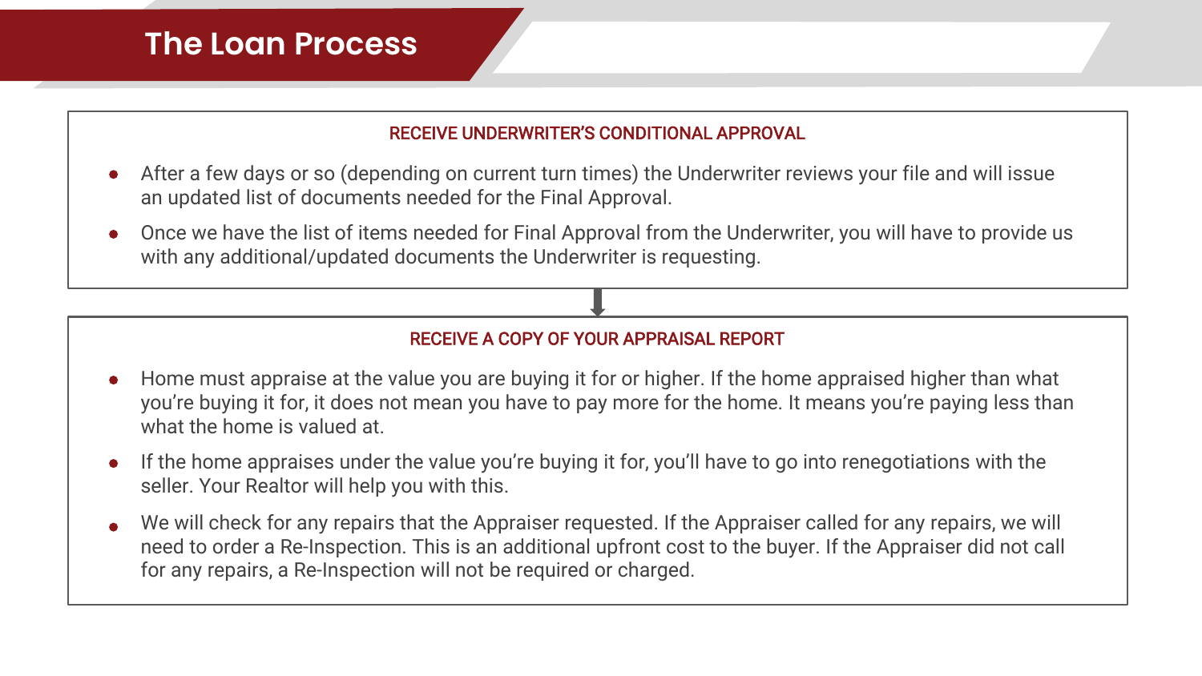# The Loan Process

## RECEIVE UNDERWRITER'S CONDITIONAL APPROVAL

- After a few days or so (depending on current turn times) the Underwriter reviews your file and will issue an updated list of documents needed for the Final Approval.
- Once we have the list of items needed for Final Approval from the Underwriter, you will have to provide us with any additional/updated documents the Underwriter is requesting.

## RECEIVE A COPY OF YOUR APPRAISAL REPORT

- Home must appraise at the value you are buying it for or higher. If the home appraised higher than what you're buying it for, it does not mean you have to pay more for the home. It means you're paying less than what the home is valued at.
- If the home appraises under the value you're buying it for, you'll have to go into renegotiations with the seller. Your Realtor will help you with this.
- We will check for any repairs that the Appraiser requested. If the Appraiser called for any repairs, we will need to order a Re-Inspection. This is an additional upfront cost to the buyer. If the Appraiser did not call for any repairs, a Re-Inspection will not be required or charged.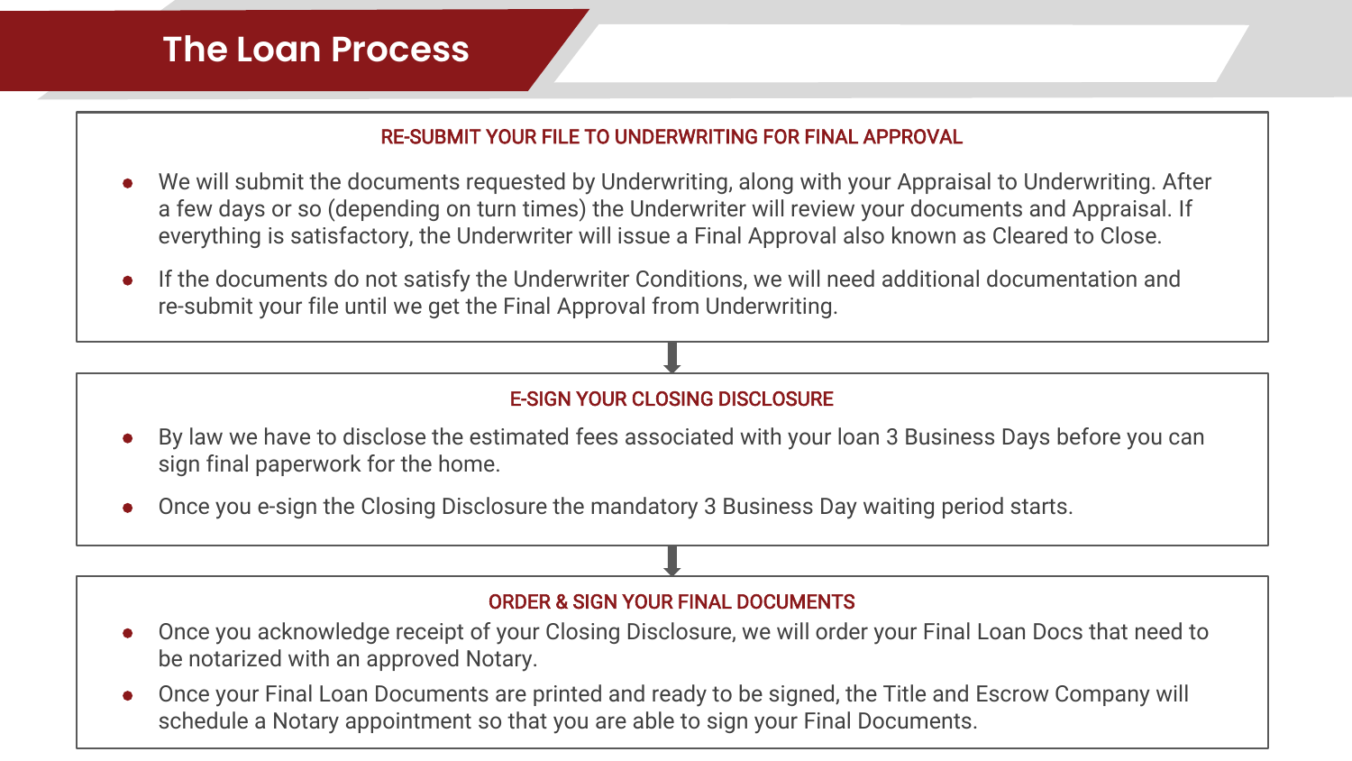# The Loan Process

### RE-SUBMIT YOUR FILE TO UNDERWRITING FOR FINAL APPROVAL

- We will submit the documents requested by Underwriting, along with your Appraisal to Underwriting. After a few days or so (depending on turn times) the Underwriter will review your documents and Appraisal. If everything is satisfactory, the Underwriter will issue a Final Approval also known as Cleared to Close.
- If the documents do not satisfy the Underwriter Conditions, we will need additional documentation and re-submit your file until we get the Final Approval from Underwriting.

### E-SIGN YOUR CLOSING DISCLOSURE

- By law we have to disclose the estimated fees associated with your loan 3 Business Days before you can sign final paperwork for the home.
- Once you e-sign the Closing Disclosure the mandatory 3 Business Day waiting period starts.

### ORDER & SIGN YOUR FINAL DOCUMENTS

- Once you acknowledge receipt of your Closing Disclosure, we will order your Final Loan Docs that need to be notarized with an approved Notary.
- Once your Final Loan Documents are printed and ready to be signed, the Title and Escrow Company will schedule a Notary appointment so that you are able to sign your Final Documents.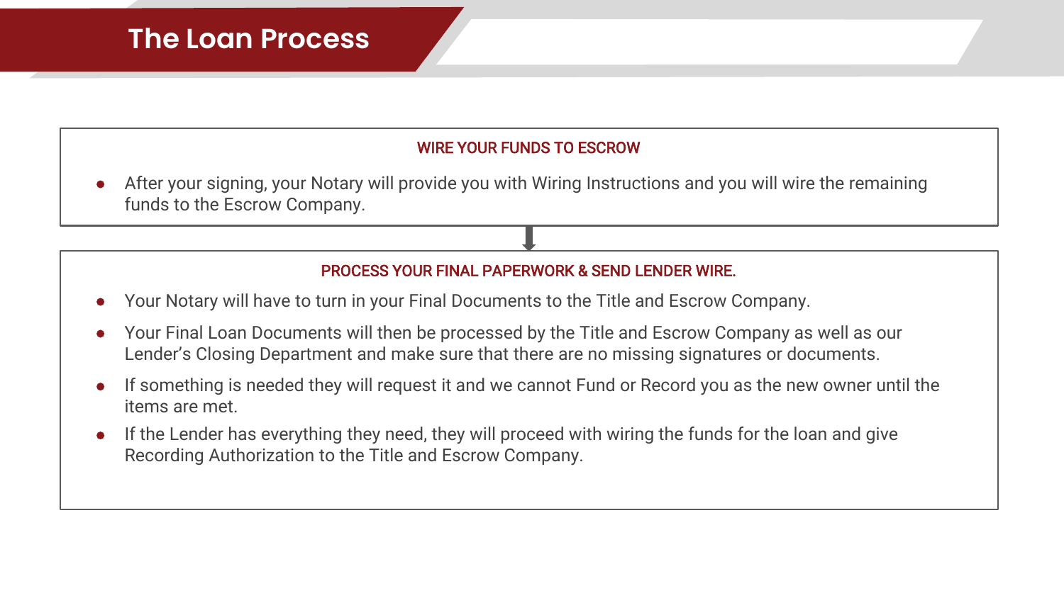# The Loan Process

### WIRE YOUR FUNDS TO ESCROW

- After your signing, your Notary will provide you with Wiring Instructions and you will wire the remaining funds to the Escrow Company.

### PROCESS YOUR FINAL PAPERWORK & SEND LENDER WIRE.

- Your Notary will have to turn in your Final Documents to the Title and Escrow Company.
- Your Final Loan Documents will then be processed by the Title and Escrow Company as well as our Lender's Closing Department and make sure that there are no missing signatures or documents.
- If something is needed they will request it and we cannot Fund or Record you as the new owner until the items are met.
- If the Lender has everything they need, they will proceed with wiring the funds for the loan and give Recording Authorization to the Title and Escrow Company.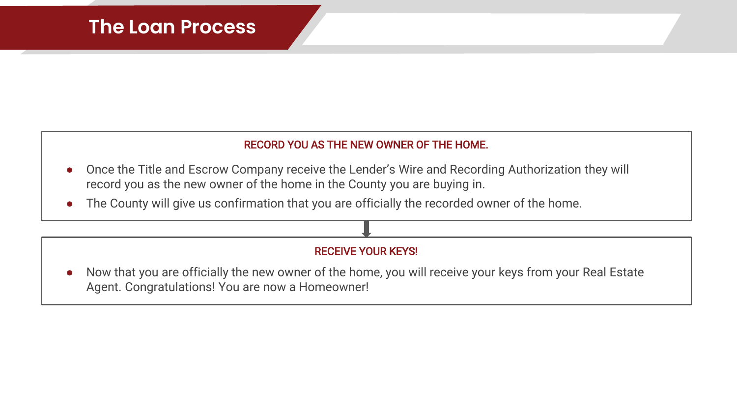# The Loan Process

### RECORD YOU AS THE NEW OWNER OF THE HOME.

- Once the Title and Escrow Company receive the Lender's Wire and Recording Authorization they will record you as the new owner of the home in the County you are buying in.
- The County will give us confirmation that you are officially the recorded owner of the home.

### RECEIVE YOUR KEYS!

- Now that you are officially the new owner of the home, you will receive your keys from your Real Estate Agent. Congratulations! You are now a Homeowner!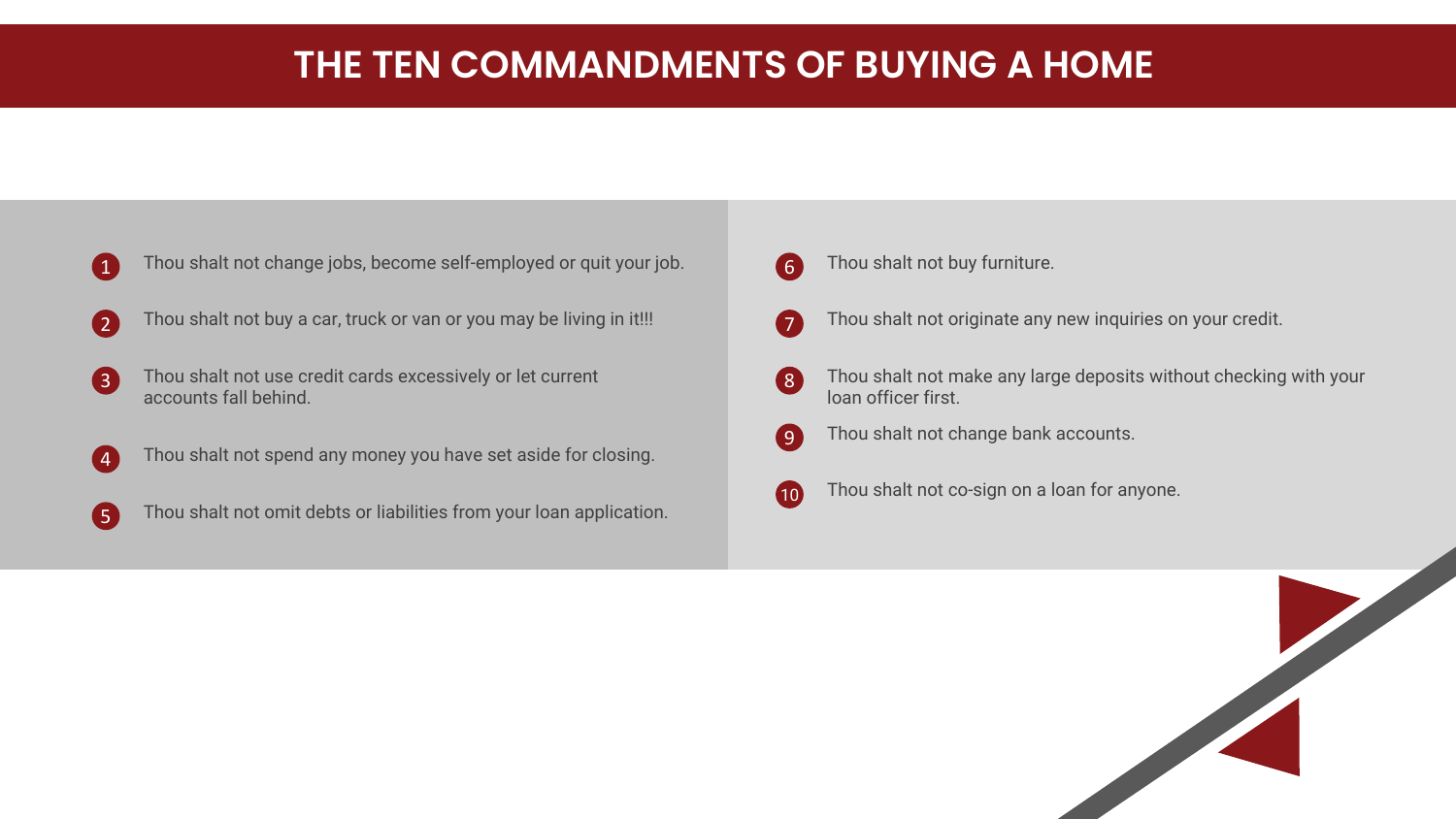# THE TEN COMMANDMENTS OF BUYING A HOME

1. Thou shalt not change jobs, become self-employed or quit your job.
2. Thou shalt not buy a car, truck or van or you may be living in it!!!
3. Thou shalt not use credit cards excessively or let current accounts fall behind.
4. Thou shalt not spend any money you have set aside for closing.
5. Thou shalt not omit debts or liabilities from your loan application.
6. Thou shalt not buy furniture.
7. Thou shalt not originate any new inquiries on your credit.
8. Thou shalt not make any large deposits without checking with your loan officer first.
9. Thou shalt not change bank accounts.
10. Thou shalt not co-sign on a loan for anyone.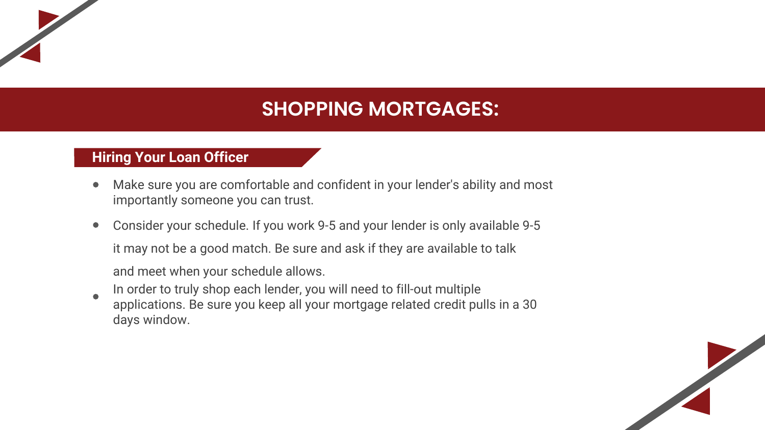# SHOPPING MORTGAGES:

## Hiring Your Loan Officer

- Make sure you are comfortable and confident in your lender's ability and most importantly someone you can trust.
- Consider your schedule. If you work 9-5 and your lender is only available 9-5 it may not be a good match. Be sure and ask if they are available to talk and meet when your schedule allows.
- In order to truly shop each lender, you will need to fill-out multiple applications. Be sure you keep all your mortgage related credit pulls in a 30 days window.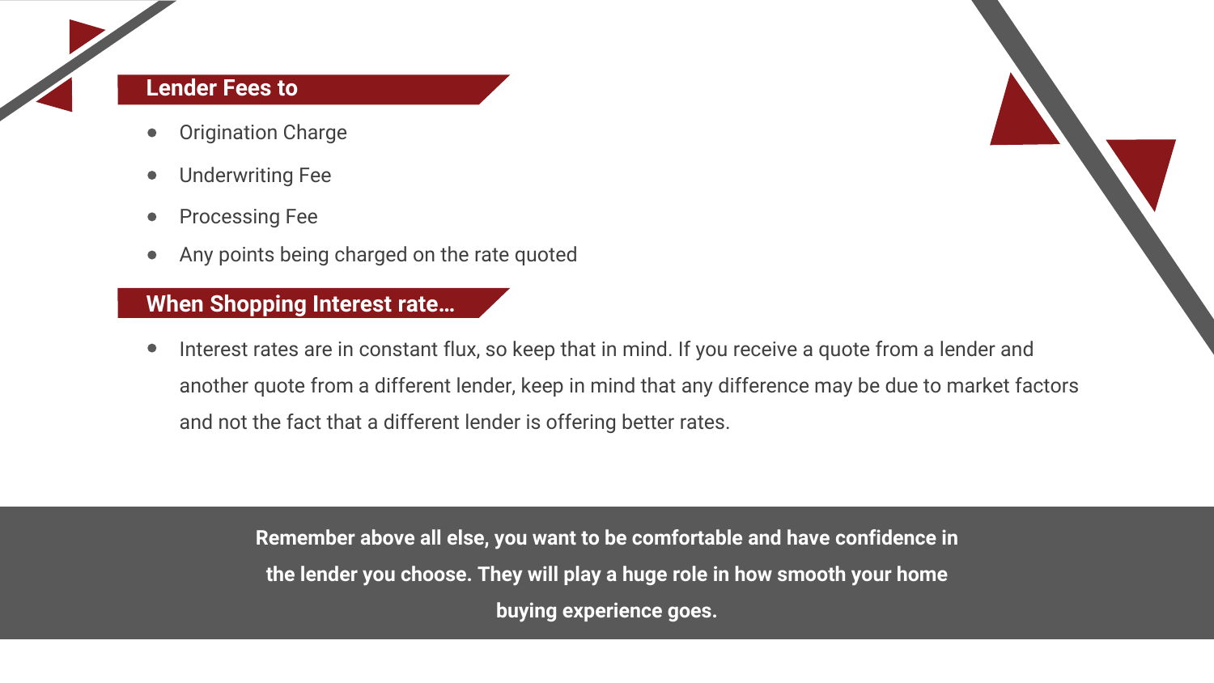## Lender Fees to

- Origination Charge
- Underwriting Fee
- Processing Fee
- Any points being charged on the rate quoted

## When Shopping Interest rate…

- Interest rates are in constant flux, so keep that in mind. If you receive a quote from a lender and another quote from a different lender, keep in mind that any difference may be due to market factors and not the fact that a different lender is offering better rates.

**Remember above all else, you want to be comfortable and have confidence in the lender you choose. They will play a huge role in how smooth your home buying experience goes.**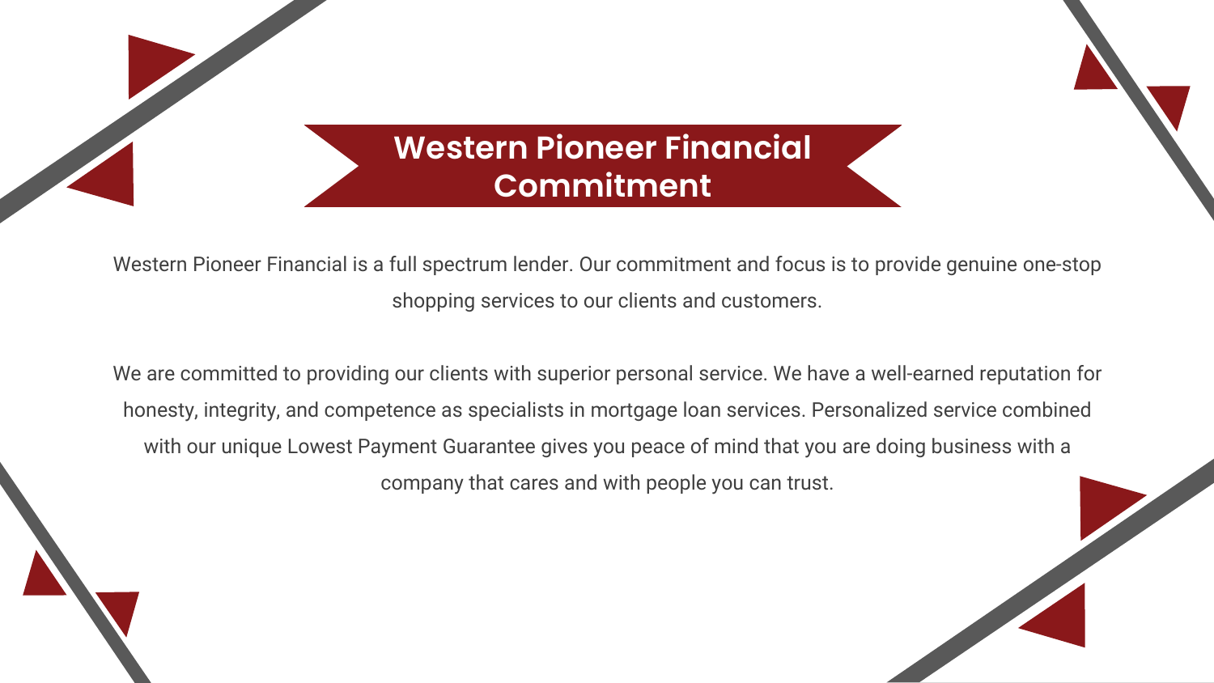# Western Pioneer Financial Commitment

Western Pioneer Financial is a full spectrum lender. Our commitment and focus is to provide genuine one-stop shopping services to our clients and customers.

We are committed to providing our clients with superior personal service. We have a well-earned reputation for honesty, integrity, and competence as specialists in mortgage loan services. Personalized service combined with our unique Lowest Payment Guarantee gives you peace of mind that you are doing business with a company that cares and with people you can trust.